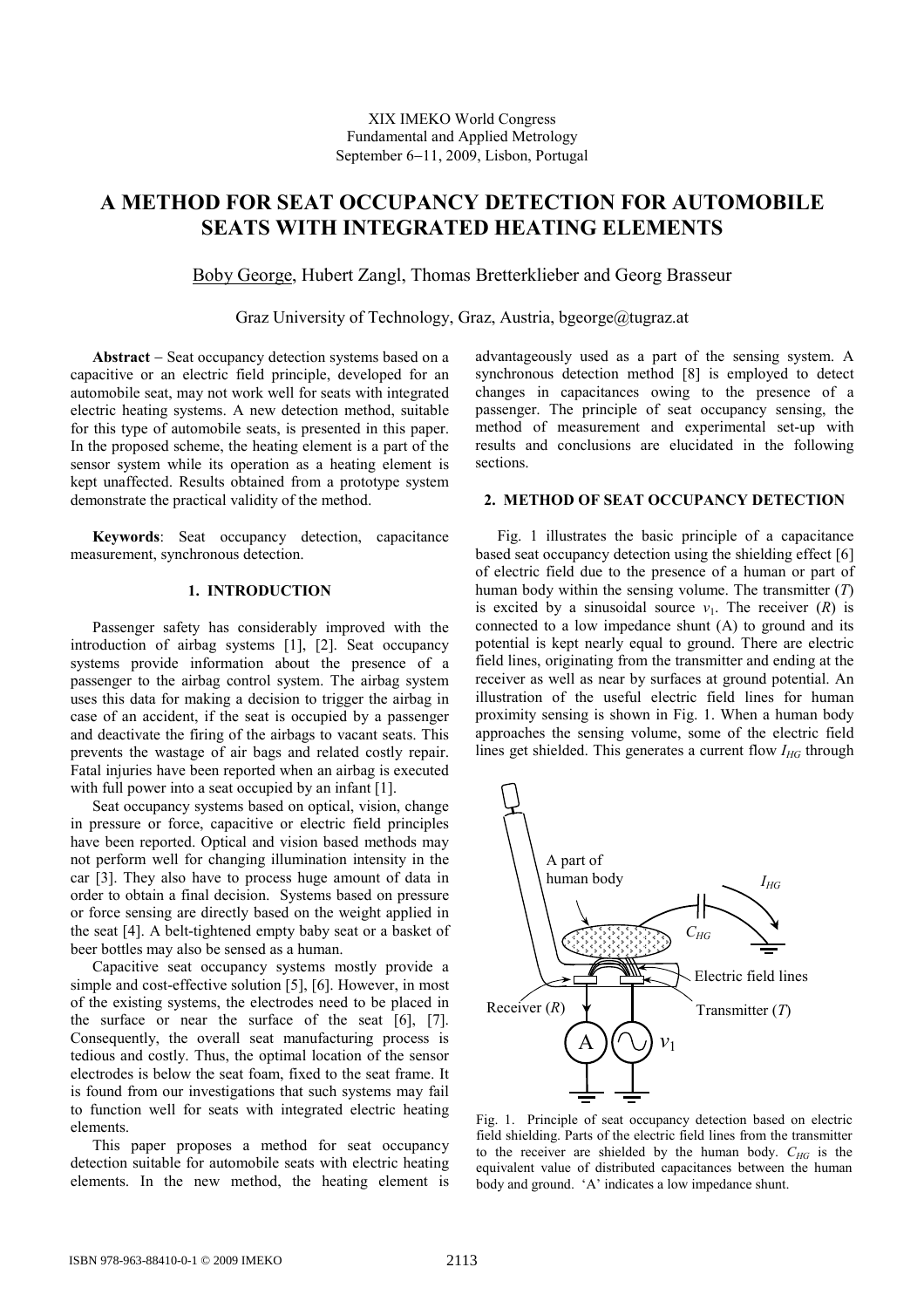XIX IMEKO World Congress
Fundamental and Applied Metrology
September 6−11, 2009, Lisbon, Portugal

# A METHOD FOR SEAT OCCUPANCY DETECTION FOR AUTOMOBILE SEATS WITH INTEGRATED HEATING ELEMENTS

Boby George, Hubert Zangl, Thomas Bretterklieber and Georg Brasseur

Graz University of Technology, Graz, Austria, bgeorge@tugraz.at

**Abstract** − Seat occupancy detection systems based on a capacitive or an electric field principle, developed for an automobile seat, may not work well for seats with integrated electric heating systems. A new detection method, suitable for this type of automobile seats, is presented in this paper. In the proposed scheme, the heating element is a part of the sensor system while its operation as a heating element is kept unaffected. Results obtained from a prototype system demonstrate the practical validity of the method.

**Keywords**: Seat occupancy detection, capacitance measurement, synchronous detection.

## 1. INTRODUCTION

Passenger safety has considerably improved with the introduction of airbag systems [1], [2]. Seat occupancy systems provide information about the presence of a passenger to the airbag control system. The airbag system uses this data for making a decision to trigger the airbag in case of an accident, if the seat is occupied by a passenger and deactivate the firing of the airbags to vacant seats. This prevents the wastage of air bags and related costly repair. Fatal injuries have been reported when an airbag is executed with full power into a seat occupied by an infant [1].

Seat occupancy systems based on optical, vision, change in pressure or force, capacitive or electric field principles have been reported. Optical and vision based methods may not perform well for changing illumination intensity in the car [3]. They also have to process huge amount of data in order to obtain a final decision. Systems based on pressure or force sensing are directly based on the weight applied in the seat [4]. A belt-tightened empty baby seat or a basket of beer bottles may also be sensed as a human.

Capacitive seat occupancy systems mostly provide a simple and cost-effective solution [5], [6]. However, in most of the existing systems, the electrodes need to be placed in the surface or near the surface of the seat [6], [7]. Consequently, the overall seat manufacturing process is tedious and costly. Thus, the optimal location of the sensor electrodes is below the seat foam, fixed to the seat frame. It is found from our investigations that such systems may fail to function well for seats with integrated electric heating elements.

This paper proposes a method for seat occupancy detection suitable for automobile seats with electric heating elements. In the new method, the heating element is advantageously used as a part of the sensing system. A synchronous detection method [8] is employed to detect changes in capacitances owing to the presence of a passenger. The principle of seat occupancy sensing, the method of measurement and experimental set-up with results and conclusions are elucidated in the following sections.

## 2. METHOD OF SEAT OCCUPANCY DETECTION

Fig. 1 illustrates the basic principle of a capacitance based seat occupancy detection using the shielding effect [6] of electric field due to the presence of a human or part of human body within the sensing volume. The transmitter (*T*) is excited by a sinusoidal source $v_1$. The receiver (*R*) is connected to a low impedance shunt (A) to ground and its potential is kept nearly equal to ground. There are electric field lines, originating from the transmitter and ending at the receiver as well as near by surfaces at ground potential. An illustration of the useful electric field lines for human proximity sensing is shown in Fig. 1. When a human body approaches the sensing volume, some of the electric field lines get shielded. This generates a current flow $I_{HG}$ through

Fig. 1. Principle of seat occupancy detection based on electric field shielding. Parts of the electric field lines from the transmitter to the receiver are shielded by the human body. $C_{HG}$ is the equivalent value of distributed capacitances between the human body and ground. 'A' indicates a low impedance shunt.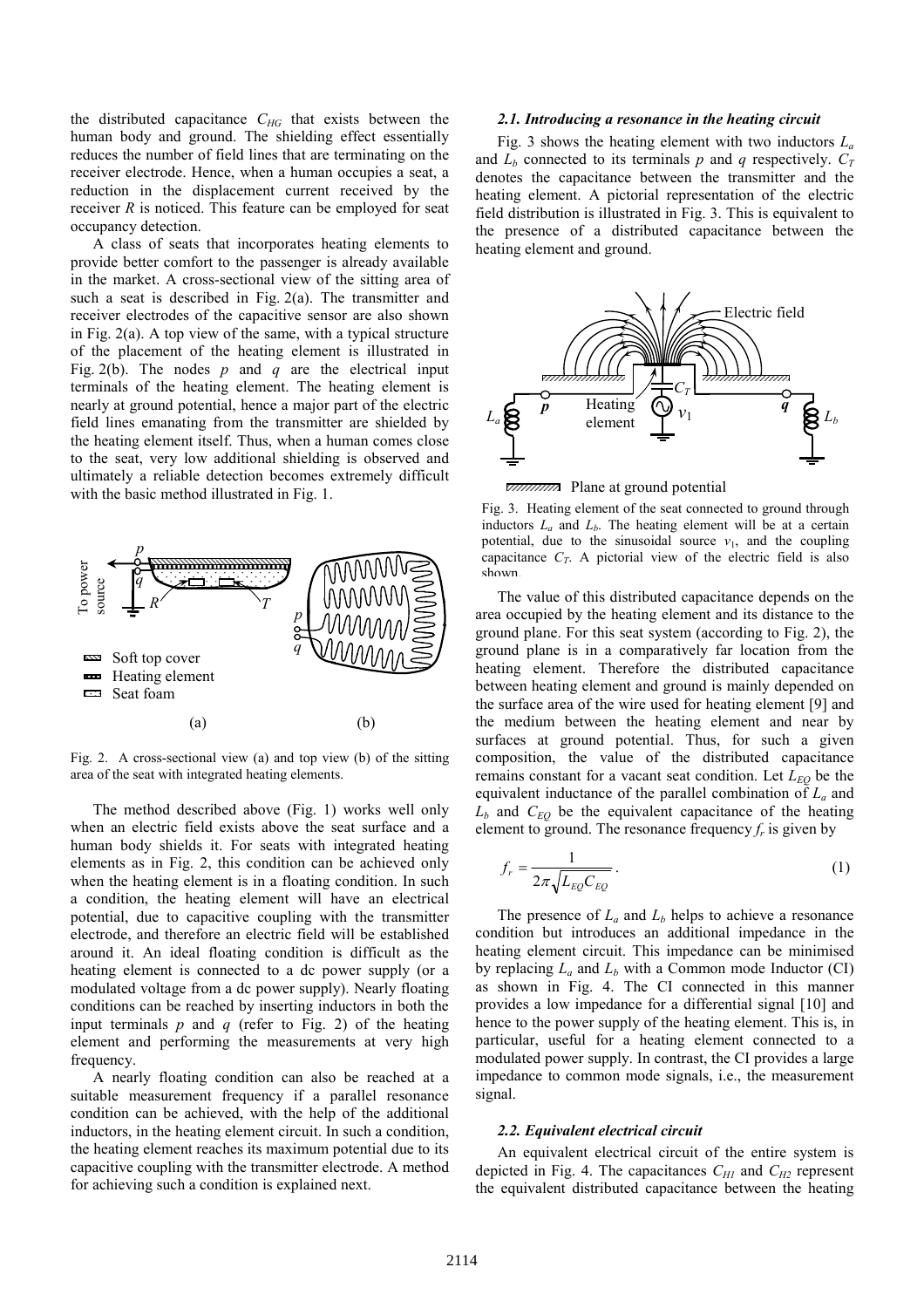the distributed capacitance $C_{HG}$ that exists between the human body and ground. The shielding effect essentially reduces the number of field lines that are terminating on the receiver electrode. Hence, when a human occupies a seat, a reduction in the displacement current received by the receiver $R$ is noticed. This feature can be employed for seat occupancy detection.

A class of seats that incorporates heating elements to provide better comfort to the passenger is already available in the market. A cross-sectional view of the sitting area of such a seat is described in Fig. 2(a). The transmitter and receiver electrodes of the capacitive sensor are also shown in Fig. 2(a). A top view of the same, with a typical structure of the placement of the heating element is illustrated in Fig. 2(b). The nodes $p$ and $q$ are the electrical input terminals of the heating element. The heating element is nearly at ground potential, hence a major part of the electric field lines emanating from the transmitter are shielded by the heating element itself. Thus, when a human comes close to the seat, very low additional shielding is observed and ultimately a reliable detection becomes extremely difficult with the basic method illustrated in Fig. 1.

Fig. 2. A cross-sectional view (a) and top view (b) of the sitting area of the seat with integrated heating elements.

The method described above (Fig. 1) works well only when an electric field exists above the seat surface and a human body shields it. For seats with integrated heating elements as in Fig. 2, this condition can be achieved only when the heating element is in a floating condition. In such a condition, the heating element will have an electrical potential, due to capacitive coupling with the transmitter electrode, and therefore an electric field will be established around it. An ideal floating condition is difficult as the heating element is connected to a dc power supply (or a modulated voltage from a dc power supply). Nearly floating conditions can be reached by inserting inductors in both the input terminals $p$ and $q$ (refer to Fig. 2) of the heating element and performing the measurements at very high frequency.

A nearly floating condition can also be reached at a suitable measurement frequency if a parallel resonance condition can be achieved, with the help of the additional inductors, in the heating element circuit. In such a condition, the heating element reaches its maximum potential due to its capacitive coupling with the transmitter electrode. A method for achieving such a condition is explained next.

### 2.1. Introducing a resonance in the heating circuit

Fig. 3 shows the heating element with two inductors $L_a$ and $L_b$ connected to its terminals $p$ and $q$ respectively. $C_T$ denotes the capacitance between the transmitter and the heating element. A pictorial representation of the electric field distribution is illustrated in Fig. 3. This is equivalent to the presence of a distributed capacitance between the heating element and ground.

Fig. 3. Heating element of the seat connected to ground through inductors $L_a$ and $L_b$. The heating element will be at a certain potential, due to the sinusoidal source $v_1$, and the coupling capacitance $C_T$. A pictorial view of the electric field is also shown.

The value of this distributed capacitance depends on the area occupied by the heating element and its distance to the ground plane. For this seat system (according to Fig. 2), the ground plane is in a comparatively far location from the heating element. Therefore the distributed capacitance between heating element and ground is mainly depended on the surface area of the wire used for heating element [9] and the medium between the heating element and near by surfaces at ground potential. Thus, for such a given composition, the value of the distributed capacitance remains constant for a vacant seat condition. Let $L_{EQ}$ be the equivalent inductance of the parallel combination of $L_a$ and $L_b$ and $C_{EQ}$ be the equivalent capacitance of the heating element to ground. The resonance frequency $f_r$ is given by

$$f_r = \frac{1}{2\pi\sqrt{L_{EQ}C_{EQ}}}. \tag{1}$$

The presence of $L_a$ and $L_b$ helps to achieve a resonance condition but introduces an additional impedance in the heating element circuit. This impedance can be minimised by replacing $L_a$ and $L_b$ with a Common mode Inductor (CI) as shown in Fig. 4. The CI connected in this manner provides a low impedance for a differential signal [10] and hence to the power supply of the heating element. This is, in particular, useful for a heating element connected to a modulated power supply. In contrast, the CI provides a large impedance to common mode signals, i.e., the measurement signal.

### 2.2. Equivalent electrical circuit

An equivalent electrical circuit of the entire system is depicted in Fig. 4. The capacitances $C_{H1}$ and $C_{H2}$ represent the equivalent distributed capacitance between the heating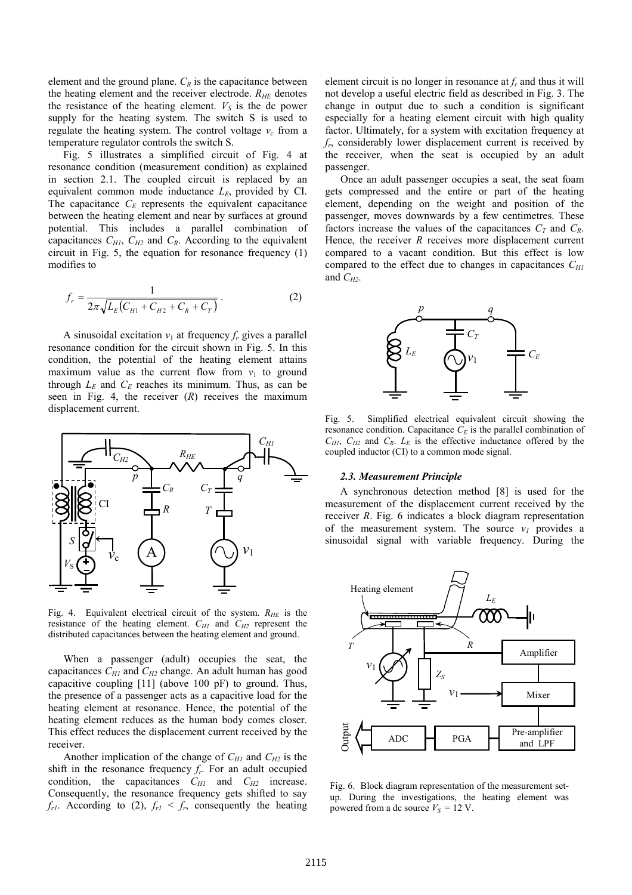element and the ground plane. $C_R$ is the capacitance between the heating element and the receiver electrode. $R_{HE}$ denotes the resistance of the heating element. $V_S$ is the dc power supply for the heating system. The switch S is used to regulate the heating system. The control voltage $v_c$ from a temperature regulator controls the switch S.

Fig. 5 illustrates a simplified circuit of Fig. 4 at resonance condition (measurement condition) as explained in section 2.1. The coupled circuit is replaced by an equivalent common mode inductance $L_E$, provided by CI. The capacitance $C_E$ represents the equivalent capacitance between the heating element and near by surfaces at ground potential. This includes a parallel combination of capacitances $C_{H1}$, $C_{H2}$ and $C_R$. According to the equivalent circuit in Fig. 5, the equation for resonance frequency (1) modifies to

$$f_r = \frac{1}{2\pi\sqrt{L_E\left(C_{H1} + C_{H2} + C_R + C_T\right)}}\,. \tag{2}$$

A sinusoidal excitation $v_1$ at frequency $f_r$ gives a parallel resonance condition for the circuit shown in Fig. 5. In this condition, the potential of the heating element attains maximum value as the current flow from $v_1$ to ground through $L_E$ and $C_E$ reaches its minimum. Thus, as can be seen in Fig. 4, the receiver ($R$) receives the maximum displacement current.

Fig. 4. Equivalent electrical circuit of the system. $R_{HE}$ is the resistance of the heating element. $C_{H1}$ and $C_{H2}$ represent the distributed capacitances between the heating element and ground.

When a passenger (adult) occupies the seat, the capacitances $C_{H1}$ and $C_{H2}$ change. An adult human has good capacitive coupling [11] (above 100 pF) to ground. Thus, the presence of a passenger acts as a capacitive load for the heating element at resonance. Hence, the potential of the heating element reduces as the human body comes closer. This effect reduces the displacement current received by the receiver.

Another implication of the change of $C_{H1}$ and $C_{H2}$ is the shift in the resonance frequency $f_r$. For an adult occupied condition, the capacitances $C_{H1}$ and $C_{H2}$ increase. Consequently, the resonance frequency gets shifted to say $f_{r1}$. According to (2), $f_{r1} < f_r$, consequently the heating element circuit is no longer in resonance at $f_r$ and thus it will not develop a useful electric field as described in Fig. 3. The change in output due to such a condition is significant especially for a heating element circuit with high quality factor. Ultimately, for a system with excitation frequency at $f_r$, considerably lower displacement current is received by the receiver, when the seat is occupied by an adult passenger.

Once an adult passenger occupies a seat, the seat foam gets compressed and the entire or part of the heating element, depending on the weight and position of the passenger, moves downwards by a few centimetres. These factors increase the values of the capacitances $C_T$ and $C_R$. Hence, the receiver $R$ receives more displacement current compared to a vacant condition. But this effect is low compared to the effect due to changes in capacitances $C_{H1}$ and $C_{H2}$.

Fig. 5. Simplified electrical equivalent circuit showing the resonance condition. Capacitance $C_E$ is the parallel combination of $C_{H1}$, $C_{H2}$ and $C_R$. $L_E$ is the effective inductance offered by the coupled inductor (CI) to a common mode signal.

### *2.3. Measurement Principle*

A synchronous detection method [8] is used for the measurement of the displacement current received by the receiver $R$. Fig. 6 indicates a block diagram representation of the measurement system. The source $v_1$ provides a sinusoidal signal with variable frequency. During the

Fig. 6. Block diagram representation of the measurement set-up. During the investigations, the heating element was powered from a dc source $V_S$ = 12 V.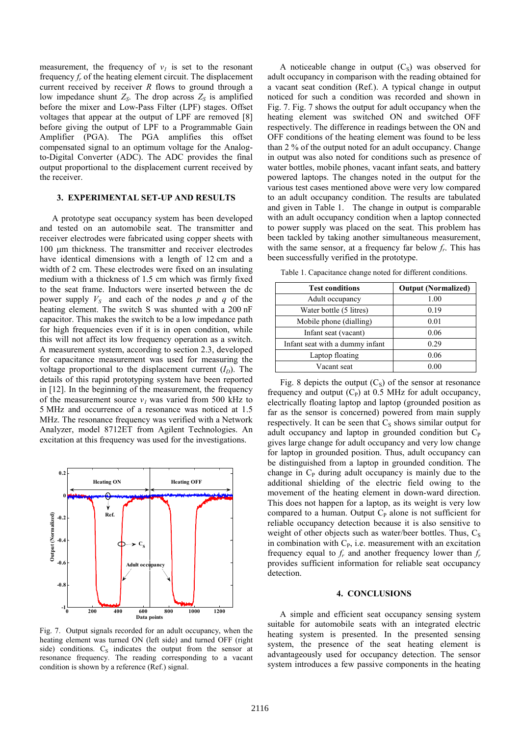measurement, the frequency of $v_1$ is set to the resonant frequency $f_r$ of the heating element circuit. The displacement current received by receiver $R$ flows to ground through a low impedance shunt $Z_S$. The drop across $Z_S$ is amplified before the mixer and Low-Pass Filter (LPF) stages. Offset voltages that appear at the output of LPF are removed [8] before giving the output of LPF to a Programmable Gain Amplifier (PGA). The PGA amplifies this offset compensated signal to an optimum voltage for the Analog-to-Digital Converter (ADC). The ADC provides the final output proportional to the displacement current received by the receiver.

### 3. EXPERIMENTAL SET-UP AND RESULTS

A prototype seat occupancy system has been developed and tested on an automobile seat. The transmitter and receiver electrodes were fabricated using copper sheets with 100 µm thickness. The transmitter and receiver electrodes have identical dimensions with a length of 12 cm and a width of 2 cm. These electrodes were fixed on an insulating medium with a thickness of 1.5 cm which was firmly fixed to the seat frame. Inductors were inserted between the dc power supply $V_S$ and each of the nodes $p$ and $q$ of the heating element. The switch S was shunted with a 200 nF capacitor. This makes the switch to be a low impedance path for high frequencies even if it is in open condition, while this will not affect its low frequency operation as a switch. A measurement system, according to section 2.3, developed for capacitance measurement was used for measuring the voltage proportional to the displacement current ($I_D$). The details of this rapid prototyping system have been reported in [12]. In the beginning of the measurement, the frequency of the measurement source $v_1$ was varied from 500 kHz to 5 MHz and occurrence of a resonance was noticed at 1.5 MHz. The resonance frequency was verified with a Network Analyzer, model 8712ET from Agilent Technologies. An excitation at this frequency was used for the investigations.

Fig. 7. Output signals recorded for an adult occupancy, when the heating element was turned ON (left side) and turned OFF (right side) conditions. $C_S$ indicates the output from the sensor at resonance frequency. The reading corresponding to a vacant condition is shown by a reference (Ref.) signal.

A noticeable change in output ($C_S$) was observed for adult occupancy in comparison with the reading obtained for a vacant seat condition (Ref.). A typical change in output noticed for such a condition was recorded and shown in Fig. 7. Fig. 7 shows the output for adult occupancy when the heating element was switched ON and switched OFF respectively. The difference in readings between the ON and OFF conditions of the heating element was found to be less than 2 % of the output noted for an adult occupancy. Change in output was also noted for conditions such as presence of water bottles, mobile phones, vacant infant seats, and battery powered laptops. The changes noted in the output for the various test cases mentioned above were very low compared to an adult occupancy condition. The results are tabulated and given in Table 1. The change in output is comparable with an adult occupancy condition when a laptop connected to power supply was placed on the seat. This problem has been tackled by taking another simultaneous measurement, with the same sensor, at a frequency far below $f_r$. This has been successfully verified in the prototype.

Table 1. Capacitance change noted for different conditions.

| Test conditions | Output (Normalized) |
|---|---|
| Adult occupancy | 1.00 |
| Water bottle (5 litres) | 0.19 |
| Mobile phone (dialling) | 0.01 |
| Infant seat (vacant) | 0.06 |
| Infant seat with a dummy infant | 0.29 |
| Laptop floating | 0.06 |
| Vacant seat | 0.00 |

Fig. 8 depicts the output ($C_S$) of the sensor at resonance frequency and output ($C_P$) at 0.5 MHz for adult occupancy, electrically floating laptop and laptop (grounded position as far as the sensor is concerned) powered from main supply respectively. It can be seen that $C_S$ shows similar output for adult occupancy and laptop in grounded condition but $C_P$ gives large change for adult occupancy and very low change for laptop in grounded position. Thus, adult occupancy can be distinguished from a laptop in grounded condition. The change in $C_P$ during adult occupancy is mainly due to the additional shielding of the electric field owing to the movement of the heating element in down-ward direction. This does not happen for a laptop, as its weight is very low compared to a human. Output $C_P$ alone is not sufficient for reliable occupancy detection because it is also sensitive to weight of other objects such as water/beer bottles. Thus, $C_S$ in combination with $C_P$, i.e. measurement with an excitation frequency equal to $f_r$ and another frequency lower than $f_r$ provides sufficient information for reliable seat occupancy detection.

### 4. CONCLUSIONS

A simple and efficient seat occupancy sensing system suitable for automobile seats with an integrated electric heating system is presented. In the presented sensing system, the presence of the seat heating element is advantageously used for occupancy detection. The sensor system introduces a few passive components in the heating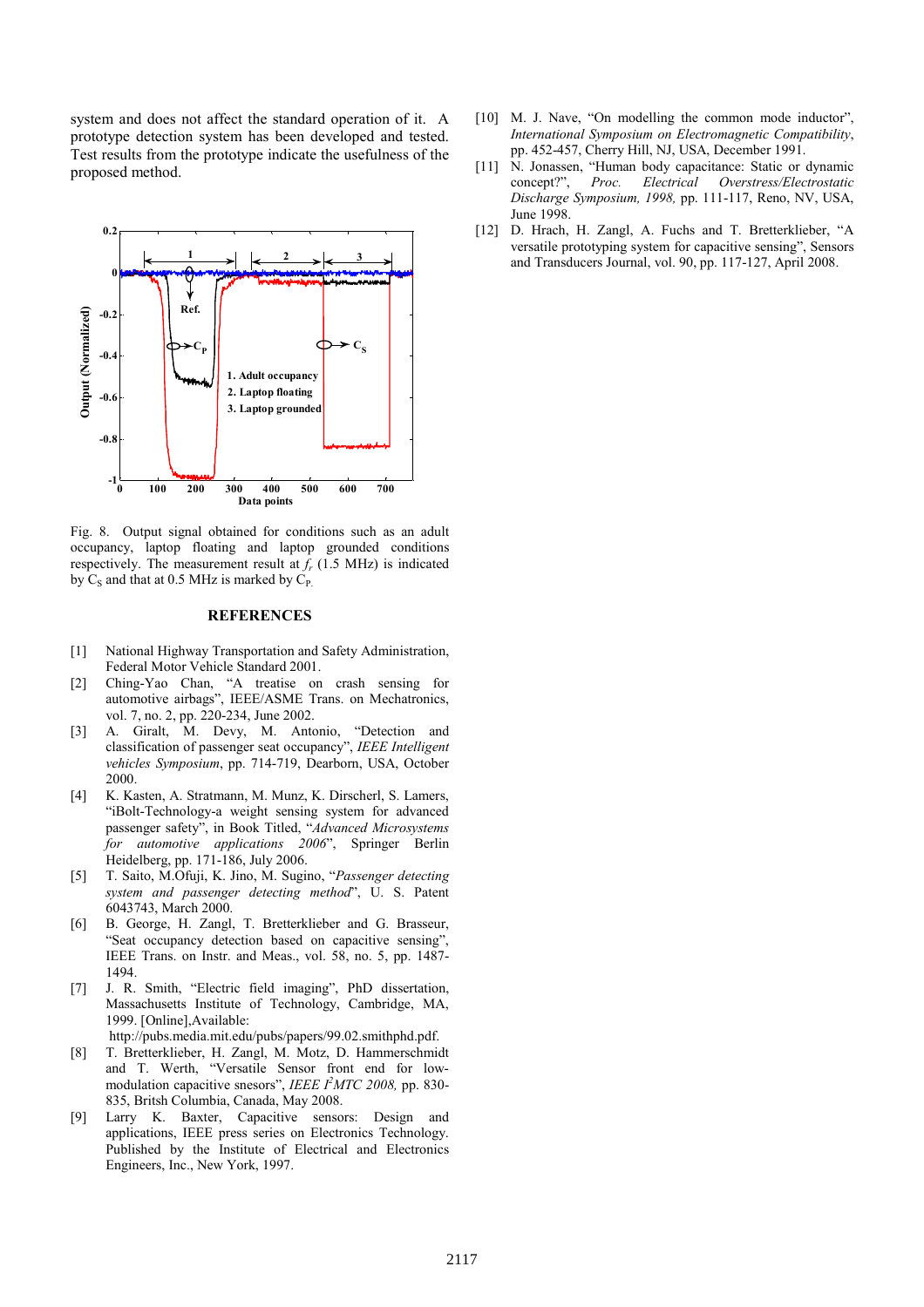system and does not affect the standard operation of it. A prototype detection system has been developed and tested. Test results from the prototype indicate the usefulness of the proposed method.

0.2
0
-0.2
-0.4
-0.6
-0.8
-1
0 100 200 300 400 500 600 700
Data points
Output (Normalized)
1 2 3
Ref.
$C_P$
$C_S$
1. Adult occupancy
2. Laptop floating
3. Laptop grounded

Fig. 8. Output signal obtained for conditions such as an adult occupancy, laptop floating and laptop grounded conditions respectively. The measurement result at $f_r$ (1.5 MHz) is indicated by $C_S$ and that at 0.5 MHz is marked by $C_P$.

## REFERENCES

[1] National Highway Transportation and Safety Administration, Federal Motor Vehicle Standard 2001.

[2] Ching-Yao Chan, "A treatise on crash sensing for automotive airbags", IEEE/ASME Trans. on Mechatronics, vol. 7, no. 2, pp. 220-234, June 2002.

[3] A. Giralt, M. Devy, M. Antonio, "Detection and classification of passenger seat occupancy", *IEEE Intelligent vehicles Symposium*, pp. 714-719, Dearborn, USA, October 2000.

[4] K. Kasten, A. Stratmann, M. Munz, K. Dirscherl, S. Lamers, "iBolt-Technology-a weight sensing system for advanced passenger safety", in Book Titled, "*Advanced Microsystems for automotive applications 2006*", Springer Berlin Heidelberg, pp. 171-186, July 2006.

[5] T. Saito, M.Ofuji, K. Jino, M. Sugino, "*Passenger detecting system and passenger detecting method*", U. S. Patent 6043743, March 2000.

[6] B. George, H. Zangl, T. Bretterklieber and G. Brasseur, "Seat occupancy detection based on capacitive sensing", IEEE Trans. on Instr. and Meas., vol. 58, no. 5, pp. 1487-1494.

[7] J. R. Smith, "Electric field imaging", PhD dissertation, Massachusetts Institute of Technology, Cambridge, MA, 1999. [Online],Available: http://pubs.media.mit.edu/pubs/papers/99.02.smithphd.pdf.

[8] T. Bretterklieber, H. Zangl, M. Motz, D. Hammerschmidt and T. Werth, "Versatile Sensor front end for low-modulation capacitive snesors", *IEEE I$^2$MTC 2008,* pp. 830-835, Britsh Columbia, Canada, May 2008.

[9] Larry K. Baxter, Capacitive sensors: Design and applications, IEEE press series on Electronics Technology. Published by the Institute of Electrical and Electronics Engineers, Inc., New York, 1997.

[10] M. J. Nave, "On modelling the common mode inductor", *International Symposium on Electromagnetic Compatibility*, pp. 452-457, Cherry Hill, NJ, USA, December 1991.

[11] N. Jonassen, "Human body capacitance: Static or dynamic concept?", *Proc. Electrical Overstress/Electrostatic Discharge Symposium, 1998,* pp. 111-117, Reno, NV, USA, June 1998.

[12] D. Hrach, H. Zangl, A. Fuchs and T. Bretterklieber, "A versatile prototyping system for capacitive sensing", Sensors and Transducers Journal, vol. 90, pp. 117-127, April 2008.